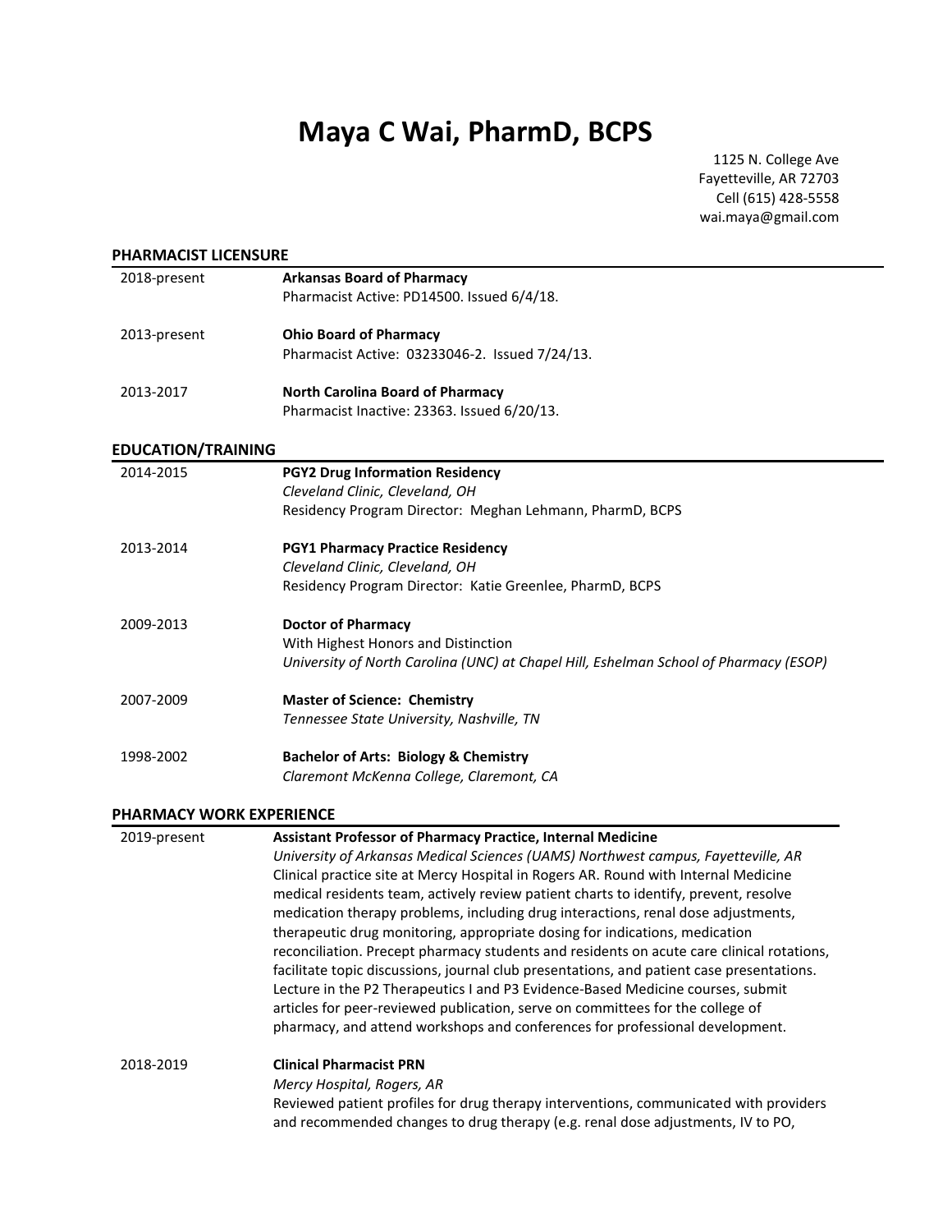# Maya C Wai, PharmD, BCPS

1125 N. College Ave
Fayetteville, AR 72703
Cell (615) 428-5558
wai.maya@gmail.com

## PHARMACIST LICENSURE

| | |
|---|---|
| 2018-present | **Arkansas Board of Pharmacy**<br>Pharmacist Active: PD14500. Issued 6/4/18. |
| 2013-present | **Ohio Board of Pharmacy**<br>Pharmacist Active: 03233046-2. Issued 7/24/13. |
| 2013-2017 | **North Carolina Board of Pharmacy**<br>Pharmacist Inactive: 23363. Issued 6/20/13. |

## EDUCATION/TRAINING

| | |
|---|---|
| 2014-2015 | **PGY2 Drug Information Residency**<br>*Cleveland Clinic, Cleveland, OH*<br>Residency Program Director: Meghan Lehmann, PharmD, BCPS |
| 2013-2014 | **PGY1 Pharmacy Practice Residency**<br>*Cleveland Clinic, Cleveland, OH*<br>Residency Program Director: Katie Greenlee, PharmD, BCPS |
| 2009-2013 | **Doctor of Pharmacy**<br>With Highest Honors and Distinction<br>*University of North Carolina (UNC) at Chapel Hill, Eshelman School of Pharmacy (ESOP)* |
| 2007-2009 | **Master of Science: Chemistry**<br>*Tennessee State University, Nashville, TN* |
| 1998-2002 | **Bachelor of Arts: Biology & Chemistry**<br>*Claremont McKenna College, Claremont, CA* |

## PHARMACY WORK EXPERIENCE

| | |
|---|---|
| 2019-present | **Assistant Professor of Pharmacy Practice, Internal Medicine**<br>*University of Arkansas Medical Sciences (UAMS) Northwest campus, Fayetteville, AR*<br>Clinical practice site at Mercy Hospital in Rogers AR. Round with Internal Medicine medical residents team, actively review patient charts to identify, prevent, resolve medication therapy problems, including drug interactions, renal dose adjustments, therapeutic drug monitoring, appropriate dosing for indications, medication reconciliation. Precept pharmacy students and residents on acute care clinical rotations, facilitate topic discussions, journal club presentations, and patient case presentations. Lecture in the P2 Therapeutics I and P3 Evidence-Based Medicine courses, submit articles for peer-reviewed publication, serve on committees for the college of pharmacy, and attend workshops and conferences for professional development. |
| 2018-2019 | **Clinical Pharmacist PRN**<br>*Mercy Hospital, Rogers, AR*<br>Reviewed patient profiles for drug therapy interventions, communicated with providers and recommended changes to drug therapy (e.g. renal dose adjustments, IV to PO, |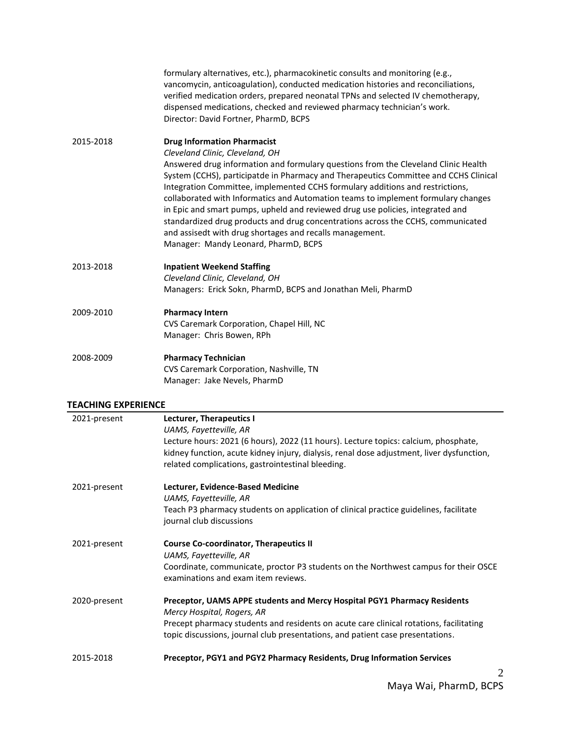formulary alternatives, etc.), pharmacokinetic consults and monitoring (e.g., vancomycin, anticoagulation), conducted medication histories and reconciliations, verified medication orders, prepared neonatal TPNs and selected IV chemotherapy, dispensed medications, checked and reviewed pharmacy technician's work.
Director: David Fortner, PharmD, BCPS

2015-2018 **Drug Information Pharmacist**
*Cleveland Clinic, Cleveland, OH*
Answered drug information and formulary questions from the Cleveland Clinic Health System (CCHS), participatde in Pharmacy and Therapeutics Committee and CCHS Clinical Integration Committee, implemented CCHS formulary additions and restrictions, collaborated with Informatics and Automation teams to implement formulary changes in Epic and smart pumps, upheld and reviewed drug use policies, integrated and standardized drug products and drug concentrations across the CCHS, communicated and assisedt with drug shortages and recalls management.
Manager: Mandy Leonard, PharmD, BCPS

2013-2018 **Inpatient Weekend Staffing**
*Cleveland Clinic, Cleveland, OH*
Managers: Erick Sokn, PharmD, BCPS and Jonathan Meli, PharmD

2009-2010 **Pharmacy Intern**
CVS Caremark Corporation, Chapel Hill, NC
Manager: Chris Bowen, RPh

2008-2009 **Pharmacy Technician**
CVS Caremark Corporation, Nashville, TN
Manager: Jake Nevels, PharmD

## TEACHING EXPERIENCE

2021-present **Lecturer, Therapeutics I**
*UAMS, Fayetteville, AR*
Lecture hours: 2021 (6 hours), 2022 (11 hours). Lecture topics: calcium, phosphate, kidney function, acute kidney injury, dialysis, renal dose adjustment, liver dysfunction, related complications, gastrointestinal bleeding.

2021-present **Lecturer, Evidence-Based Medicine**
*UAMS, Fayetteville, AR*
Teach P3 pharmacy students on application of clinical practice guidelines, facilitate journal club discussions

2021-present **Course Co-coordinator, Therapeutics II**
*UAMS, Fayetteville, AR*
Coordinate, communicate, proctor P3 students on the Northwest campus for their OSCE examinations and exam item reviews.

2020-present **Preceptor, UAMS APPE students and Mercy Hospital PGY1 Pharmacy Residents**
*Mercy Hospital, Rogers, AR*
Precept pharmacy students and residents on acute care clinical rotations, facilitating topic discussions, journal club presentations, and patient case presentations.

2015-2018 **Preceptor, PGY1 and PGY2 Pharmacy Residents, Drug Information Services**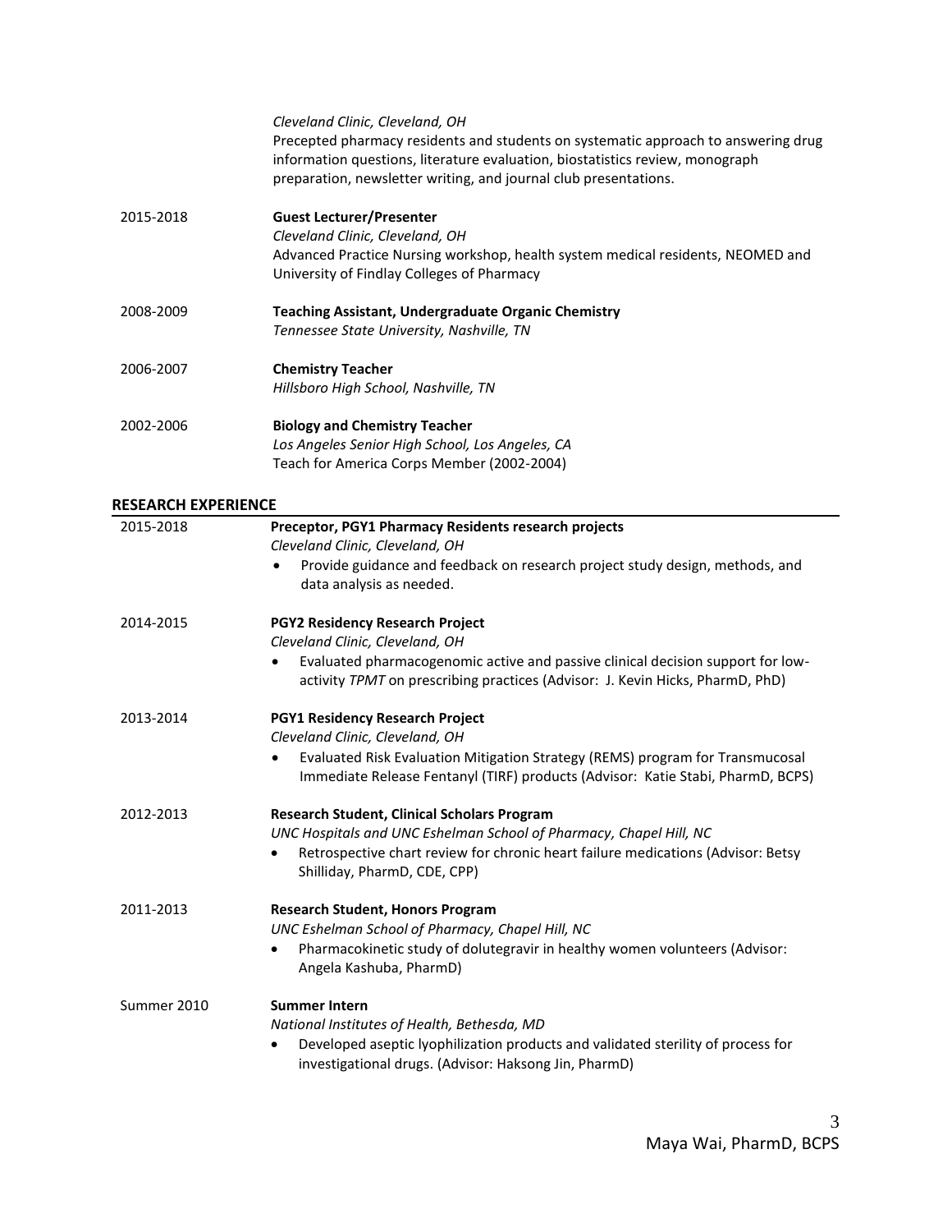*Cleveland Clinic, Cleveland, OH*
Precepted pharmacy residents and students on systematic approach to answering drug information questions, literature evaluation, biostatistics review, monograph preparation, newsletter writing, and journal club presentations.

2015-2018 **Guest Lecturer/Presenter**
*Cleveland Clinic, Cleveland, OH*
Advanced Practice Nursing workshop, health system medical residents, NEOMED and University of Findlay Colleges of Pharmacy

2008-2009 **Teaching Assistant, Undergraduate Organic Chemistry**
*Tennessee State University, Nashville, TN*

2006-2007 **Chemistry Teacher**
*Hillsboro High School, Nashville, TN*

2002-2006 **Biology and Chemistry Teacher**
*Los Angeles Senior High School, Los Angeles, CA*
Teach for America Corps Member (2002-2004)

## RESEARCH EXPERIENCE

2015-2018 **Preceptor, PGY1 Pharmacy Residents research projects**
*Cleveland Clinic, Cleveland, OH*

- Provide guidance and feedback on research project study design, methods, and data analysis as needed.

2014-2015 **PGY2 Residency Research Project**
*Cleveland Clinic, Cleveland, OH*

- Evaluated pharmacogenomic active and passive clinical decision support for low-activity *TPMT* on prescribing practices (Advisor: J. Kevin Hicks, PharmD, PhD)

2013-2014 **PGY1 Residency Research Project**
*Cleveland Clinic, Cleveland, OH*

- Evaluated Risk Evaluation Mitigation Strategy (REMS) program for Transmucosal Immediate Release Fentanyl (TIRF) products (Advisor: Katie Stabi, PharmD, BCPS)

2012-2013 **Research Student, Clinical Scholars Program**
*UNC Hospitals and UNC Eshelman School of Pharmacy, Chapel Hill, NC*

- Retrospective chart review for chronic heart failure medications (Advisor: Betsy Shilliday, PharmD, CDE, CPP)

2011-2013 **Research Student, Honors Program**
*UNC Eshelman School of Pharmacy, Chapel Hill, NC*

- Pharmacokinetic study of dolutegravir in healthy women volunteers (Advisor: Angela Kashuba, PharmD)

Summer 2010 **Summer Intern**
*National Institutes of Health, Bethesda, MD*

- Developed aseptic lyophilization products and validated sterility of process for investigational drugs. (Advisor: Haksong Jin, PharmD)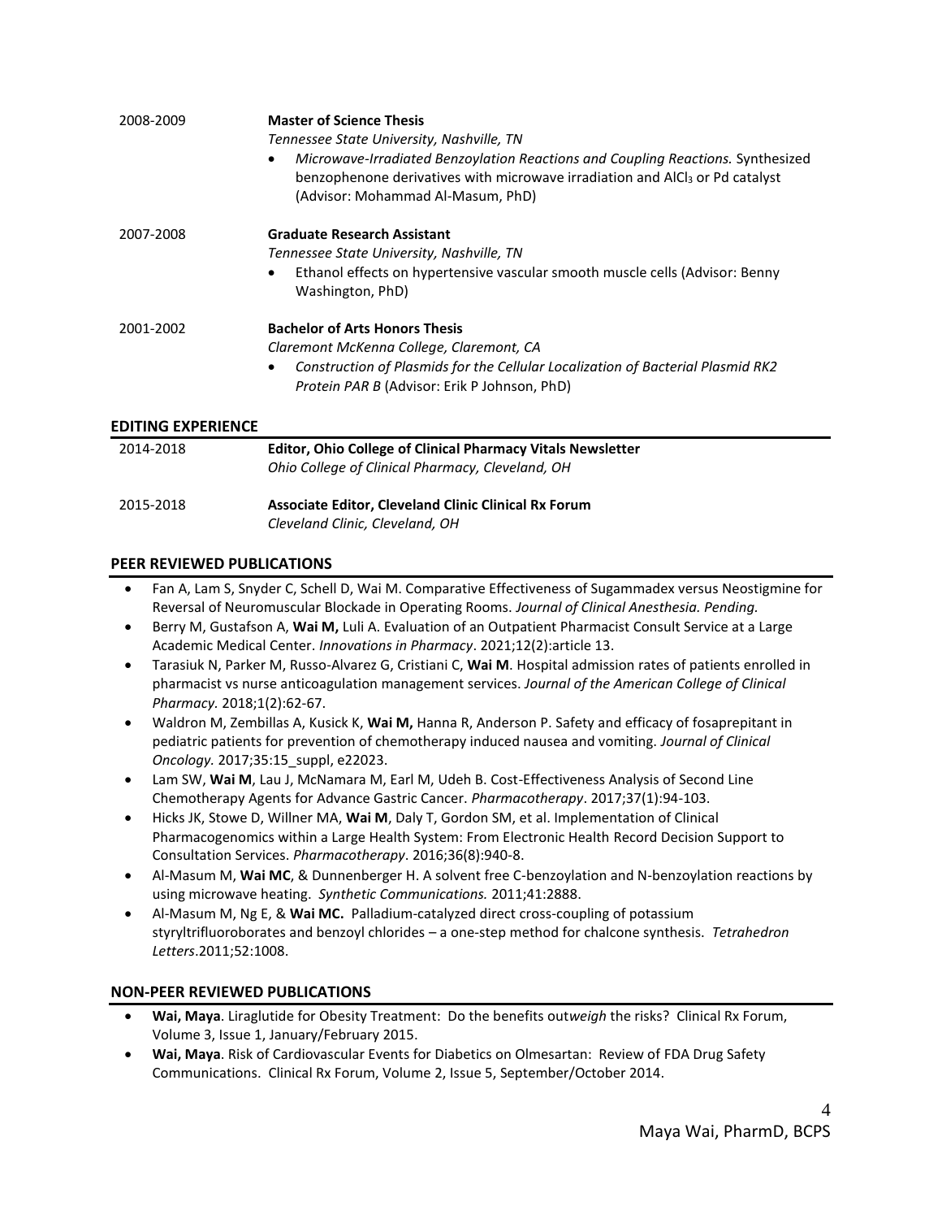2008-2009 **Master of Science Thesis**
*Tennessee State University, Nashville, TN*

- *Microwave-Irradiated Benzoylation Reactions and Coupling Reactions.* Synthesized benzophenone derivatives with microwave irradiation and $AlCl_3$ or Pd catalyst (Advisor: Mohammad Al-Masum, PhD)

2007-2008 **Graduate Research Assistant**
*Tennessee State University, Nashville, TN*

- Ethanol effects on hypertensive vascular smooth muscle cells (Advisor: Benny Washington, PhD)

2001-2002 **Bachelor of Arts Honors Thesis**
*Claremont McKenna College, Claremont, CA*

- *Construction of Plasmids for the Cellular Localization of Bacterial Plasmid RK2 Protein PAR B* (Advisor: Erik P Johnson, PhD)

## EDITING EXPERIENCE

2014-2018 **Editor, Ohio College of Clinical Pharmacy Vitals Newsletter**
*Ohio College of Clinical Pharmacy, Cleveland, OH*

2015-2018 **Associate Editor, Cleveland Clinic Clinical Rx Forum**
*Cleveland Clinic, Cleveland, OH*

## PEER REVIEWED PUBLICATIONS

- Fan A, Lam S, Snyder C, Schell D, Wai M. Comparative Effectiveness of Sugammadex versus Neostigmine for Reversal of Neuromuscular Blockade in Operating Rooms. *Journal of Clinical Anesthesia. Pending.*
- Berry M, Gustafson A, **Wai M,** Luli A. Evaluation of an Outpatient Pharmacist Consult Service at a Large Academic Medical Center. *Innovations in Pharmacy*. 2021;12(2):article 13.
- Tarasiuk N, Parker M, Russo-Alvarez G, Cristiani C, **Wai M**. Hospital admission rates of patients enrolled in pharmacist vs nurse anticoagulation management services. *Journal of the American College of Clinical Pharmacy.* 2018;1(2):62-67.
- Waldron M, Zembillas A, Kusick K, **Wai M,** Hanna R, Anderson P. Safety and efficacy of fosaprepitant in pediatric patients for prevention of chemotherapy induced nausea and vomiting. *Journal of Clinical Oncology.* 2017;35:15_suppl, e22023.
- Lam SW, **Wai M**, Lau J, McNamara M, Earl M, Udeh B. Cost-Effectiveness Analysis of Second Line Chemotherapy Agents for Advance Gastric Cancer. *Pharmacotherapy*. 2017;37(1):94-103.
- Hicks JK, Stowe D, Willner MA, **Wai M**, Daly T, Gordon SM, et al. Implementation of Clinical Pharmacogenomics within a Large Health System: From Electronic Health Record Decision Support to Consultation Services. *Pharmacotherapy*. 2016;36(8):940-8.
- Al-Masum M, **Wai MC**, & Dunnenberger H. A solvent free C-benzoylation and N-benzoylation reactions by using microwave heating. *Synthetic Communications.* 2011;41:2888.
- Al-Masum M, Ng E, & **Wai MC.** Palladium-catalyzed direct cross-coupling of potassium styryltrifluoroborates and benzoyl chlorides – a one-step method for chalcone synthesis. *Tetrahedron Letters*.2011;52:1008.

## NON-PEER REVIEWED PUBLICATIONS

- **Wai, Maya**. Liraglutide for Obesity Treatment: Do the benefits out*weigh* the risks? Clinical Rx Forum, Volume 3, Issue 1, January/February 2015.
- **Wai, Maya**. Risk of Cardiovascular Events for Diabetics on Olmesartan: Review of FDA Drug Safety Communications. Clinical Rx Forum, Volume 2, Issue 5, September/October 2014.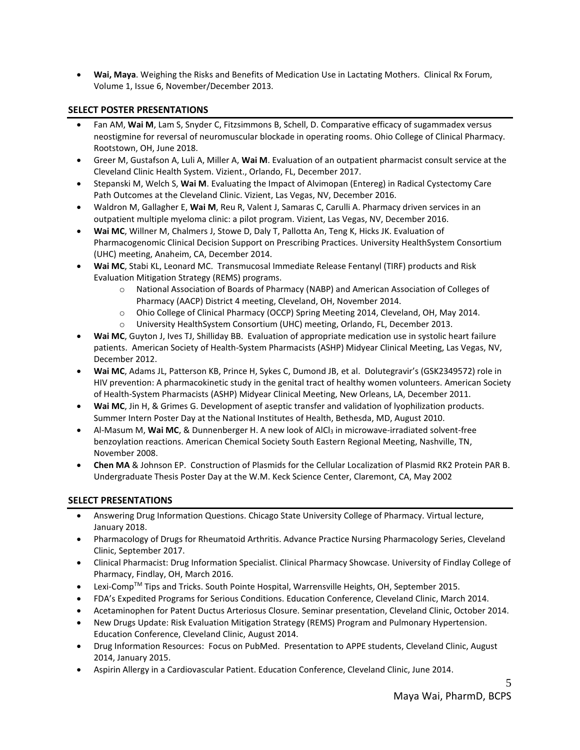- **Wai, Maya**. Weighing the Risks and Benefits of Medication Use in Lactating Mothers. Clinical Rx Forum, Volume 1, Issue 6, November/December 2013.

## SELECT POSTER PRESENTATIONS

- Fan AM, **Wai M**, Lam S, Snyder C, Fitzsimmons B, Schell, D. Comparative efficacy of sugammadex versus neostigmine for reversal of neuromuscular blockade in operating rooms. Ohio College of Clinical Pharmacy. Rootstown, OH, June 2018.
- Greer M, Gustafson A, Luli A, Miller A, **Wai M**. Evaluation of an outpatient pharmacist consult service at the Cleveland Clinic Health System. Vizient., Orlando, FL, December 2017.
- Stepanski M, Welch S, **Wai M**. Evaluating the Impact of Alvimopan (Entereg) in Radical Cystectomy Care Path Outcomes at the Cleveland Clinic. Vizient, Las Vegas, NV, December 2016.
- Waldron M, Gallagher E, **Wai M**, Reu R, Valent J, Samaras C, Carulli A. Pharmacy driven services in an outpatient multiple myeloma clinic: a pilot program. Vizient, Las Vegas, NV, December 2016.
- **Wai MC**, Willner M, Chalmers J, Stowe D, Daly T, Pallotta An, Teng K, Hicks JK. Evaluation of Pharmacogenomic Clinical Decision Support on Prescribing Practices. University HealthSystem Consortium (UHC) meeting, Anaheim, CA, December 2014.
- **Wai MC**, Stabi KL, Leonard MC. Transmucosal Immediate Release Fentanyl (TIRF) products and Risk Evaluation Mitigation Strategy (REMS) programs.
  - National Association of Boards of Pharmacy (NABP) and American Association of Colleges of Pharmacy (AACP) District 4 meeting, Cleveland, OH, November 2014.
  - Ohio College of Clinical Pharmacy (OCCP) Spring Meeting 2014, Cleveland, OH, May 2014.
  - University HealthSystem Consortium (UHC) meeting, Orlando, FL, December 2013.
- **Wai MC**, Guyton J, Ives TJ, Shilliday BB. Evaluation of appropriate medication use in systolic heart failure patients. American Society of Health-System Pharmacists (ASHP) Midyear Clinical Meeting, Las Vegas, NV, December 2012.
- **Wai MC**, Adams JL, Patterson KB, Prince H, Sykes C, Dumond JB, et al. Dolutegravir's (GSK2349572) role in HIV prevention: A pharmacokinetic study in the genital tract of healthy women volunteers. American Society of Health-System Pharmacists (ASHP) Midyear Clinical Meeting, New Orleans, LA, December 2011.
- **Wai MC**, Jin H, & Grimes G. Development of aseptic transfer and validation of lyophilization products. Summer Intern Poster Day at the National Institutes of Health, Bethesda, MD, August 2010.
- Al-Masum M, **Wai MC**, & Dunnenberger H. A new look of $AlCl_3$ in microwave-irradiated solvent-free benzoylation reactions. American Chemical Society South Eastern Regional Meeting, Nashville, TN, November 2008.
- **Chen MA** & Johnson EP. Construction of Plasmids for the Cellular Localization of Plasmid RK2 Protein PAR B. Undergraduate Thesis Poster Day at the W.M. Keck Science Center, Claremont, CA, May 2002

## SELECT PRESENTATIONS

- Answering Drug Information Questions. Chicago State University College of Pharmacy. Virtual lecture, January 2018.
- Pharmacology of Drugs for Rheumatoid Arthritis. Advance Practice Nursing Pharmacology Series, Cleveland Clinic, September 2017.
- Clinical Pharmacist: Drug Information Specialist. Clinical Pharmacy Showcase. University of Findlay College of Pharmacy, Findlay, OH, March 2016.
- Lexi-Comp™ Tips and Tricks. South Pointe Hospital, Warrensville Heights, OH, September 2015.
- FDA's Expedited Programs for Serious Conditions. Education Conference, Cleveland Clinic, March 2014.
- Acetaminophen for Patent Ductus Arteriosus Closure. Seminar presentation, Cleveland Clinic, October 2014.
- New Drugs Update: Risk Evaluation Mitigation Strategy (REMS) Program and Pulmonary Hypertension. Education Conference, Cleveland Clinic, August 2014.
- Drug Information Resources: Focus on PubMed. Presentation to APPE students, Cleveland Clinic, August 2014, January 2015.
- Aspirin Allergy in a Cardiovascular Patient. Education Conference, Cleveland Clinic, June 2014.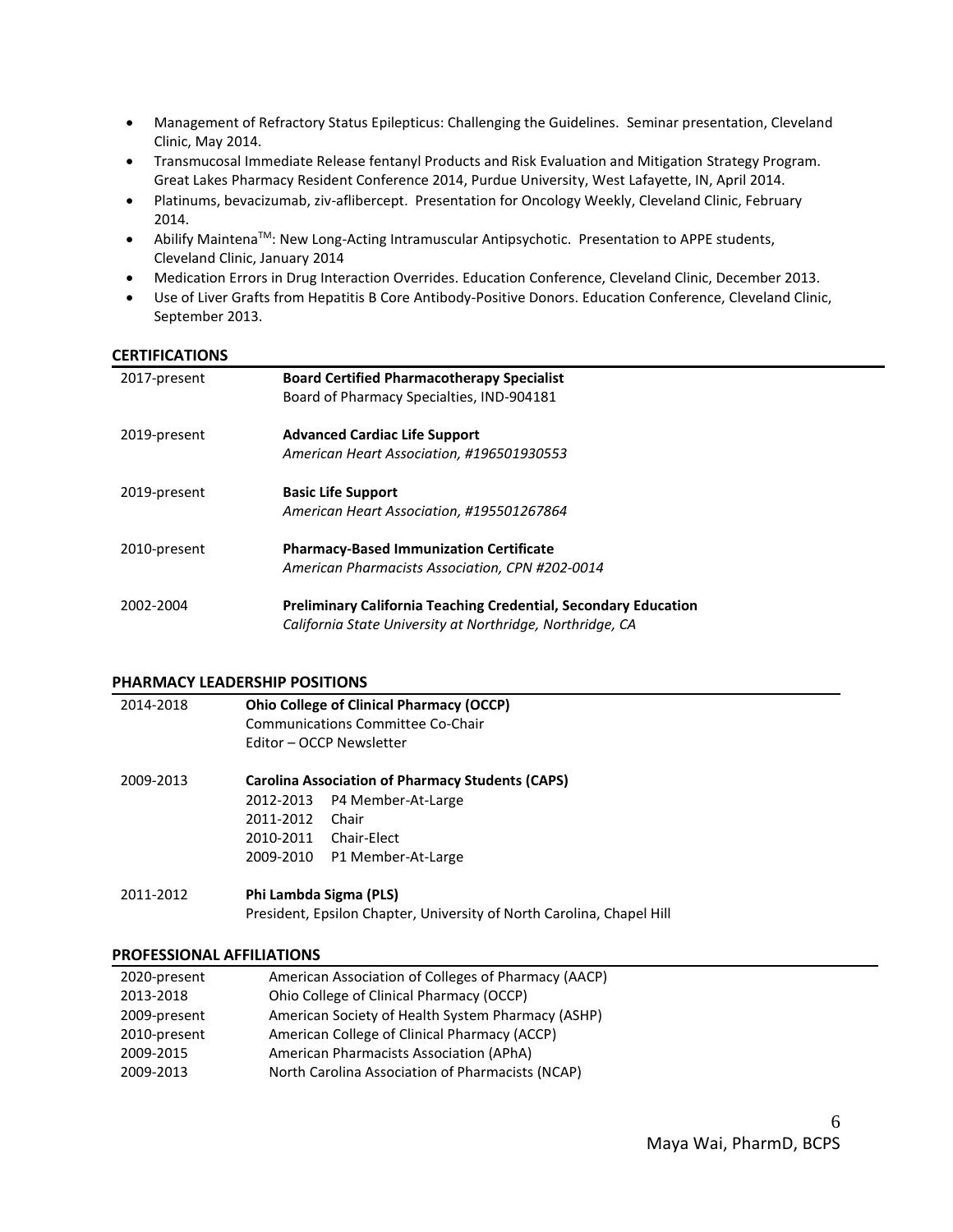- Management of Refractory Status Epilepticus: Challenging the Guidelines. Seminar presentation, Cleveland Clinic, May 2014.
- Transmucosal Immediate Release fentanyl Products and Risk Evaluation and Mitigation Strategy Program. Great Lakes Pharmacy Resident Conference 2014, Purdue University, West Lafayette, IN, April 2014.
- Platinums, bevacizumab, ziv-aflibercept. Presentation for Oncology Weekly, Cleveland Clinic, February 2014.
- Abilify Maintena™: New Long-Acting Intramuscular Antipsychotic. Presentation to APPE students, Cleveland Clinic, January 2014
- Medication Errors in Drug Interaction Overrides. Education Conference, Cleveland Clinic, December 2013.
- Use of Liver Grafts from Hepatitis B Core Antibody-Positive Donors. Education Conference, Cleveland Clinic, September 2013.

## CERTIFICATIONS

| | |
|---|---|
| 2017-present | **Board Certified Pharmacotherapy Specialist**<br>Board of Pharmacy Specialties, IND-904181 |
| 2019-present | **Advanced Cardiac Life Support**<br>*American Heart Association, #196501930553* |
| 2019-present | **Basic Life Support**<br>*American Heart Association, #195501267864* |
| 2010-present | **Pharmacy-Based Immunization Certificate**<br>*American Pharmacists Association, CPN #202-0014* |
| 2002-2004 | **Preliminary California Teaching Credential, Secondary Education**<br>*California State University at Northridge, Northridge, CA* |

## PHARMACY LEADERSHIP POSITIONS

| | |
|---|---|
| 2014-2018 | **Ohio College of Clinical Pharmacy (OCCP)**<br>Communications Committee Co-Chair<br>Editor – OCCP Newsletter |
| 2009-2013 | **Carolina Association of Pharmacy Students (CAPS)**<br>2012-2013 P4 Member-At-Large<br>2011-2012 Chair<br>2010-2011 Chair-Elect<br>2009-2010 P1 Member-At-Large |
| 2011-2012 | **Phi Lambda Sigma (PLS)**<br>President, Epsilon Chapter, University of North Carolina, Chapel Hill |

## PROFESSIONAL AFFILIATIONS

| | |
|---|---|
| 2020-present | American Association of Colleges of Pharmacy (AACP) |
| 2013-2018 | Ohio College of Clinical Pharmacy (OCCP) |
| 2009-present | American Society of Health System Pharmacy (ASHP) |
| 2010-present | American College of Clinical Pharmacy (ACCP) |
| 2009-2015 | American Pharmacists Association (APhA) |
| 2009-2013 | North Carolina Association of Pharmacists (NCAP) |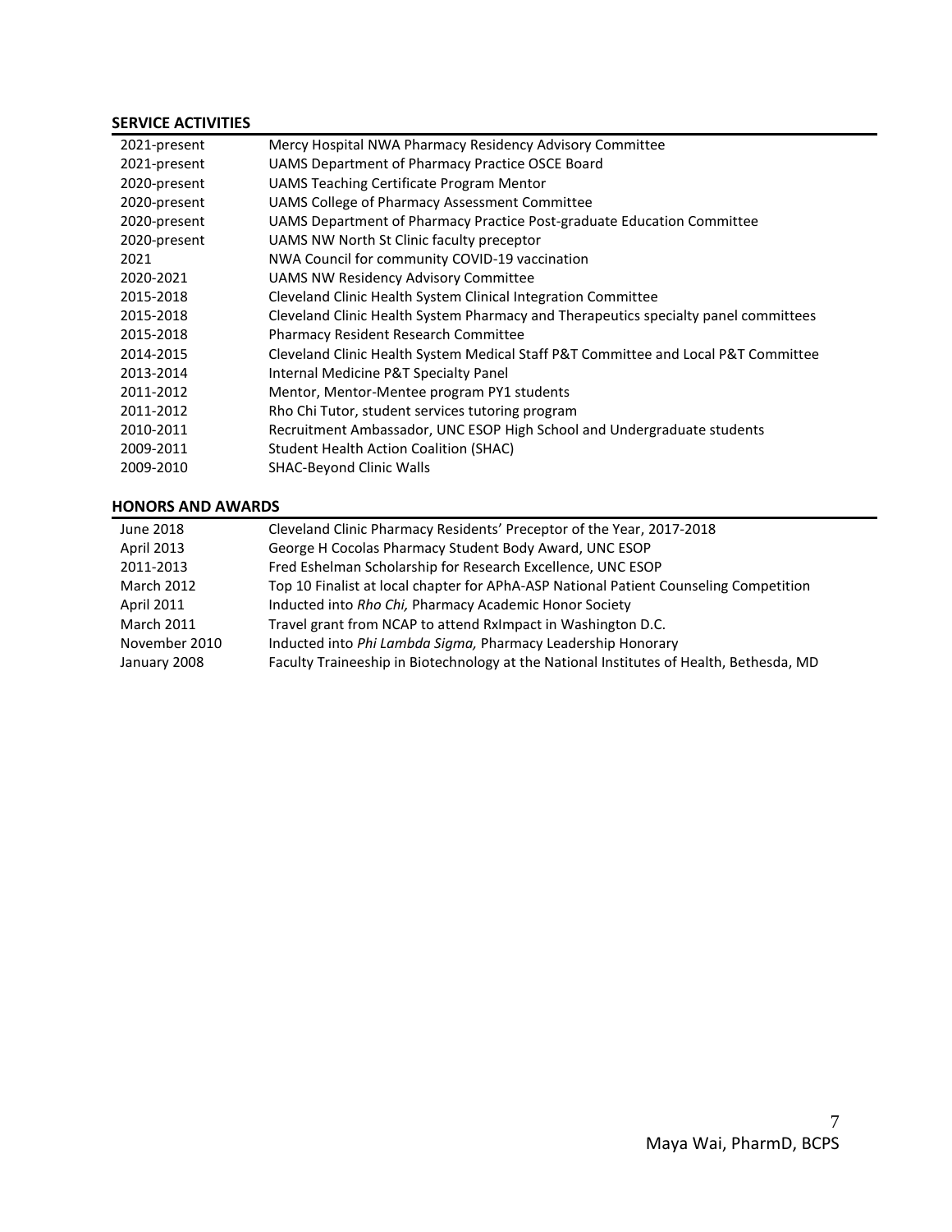## SERVICE ACTIVITIES

| | |
|---|---|
| 2021-present | Mercy Hospital NWA Pharmacy Residency Advisory Committee |
| 2021-present | UAMS Department of Pharmacy Practice OSCE Board |
| 2020-present | UAMS Teaching Certificate Program Mentor |
| 2020-present | UAMS College of Pharmacy Assessment Committee |
| 2020-present | UAMS Department of Pharmacy Practice Post-graduate Education Committee |
| 2020-present | UAMS NW North St Clinic faculty preceptor |
| 2021 | NWA Council for community COVID-19 vaccination |
| 2020-2021 | UAMS NW Residency Advisory Committee |
| 2015-2018 | Cleveland Clinic Health System Clinical Integration Committee |
| 2015-2018 | Cleveland Clinic Health System Pharmacy and Therapeutics specialty panel committees |
| 2015-2018 | Pharmacy Resident Research Committee |
| 2014-2015 | Cleveland Clinic Health System Medical Staff P&T Committee and Local P&T Committee |
| 2013-2014 | Internal Medicine P&T Specialty Panel |
| 2011-2012 | Mentor, Mentor-Mentee program PY1 students |
| 2011-2012 | Rho Chi Tutor, student services tutoring program |
| 2010-2011 | Recruitment Ambassador, UNC ESOP High School and Undergraduate students |
| 2009-2011 | Student Health Action Coalition (SHAC) |
| 2009-2010 | SHAC-Beyond Clinic Walls |

## HONORS AND AWARDS

| | |
|---|---|
| June 2018 | Cleveland Clinic Pharmacy Residents' Preceptor of the Year, 2017-2018 |
| April 2013 | George H Cocolas Pharmacy Student Body Award, UNC ESOP |
| 2011-2013 | Fred Eshelman Scholarship for Research Excellence, UNC ESOP |
| March 2012 | Top 10 Finalist at local chapter for APhA-ASP National Patient Counseling Competition |
| April 2011 | Inducted into *Rho Chi,* Pharmacy Academic Honor Society |
| March 2011 | Travel grant from NCAP to attend RxImpact in Washington D.C. |
| November 2010 | Inducted into *Phi Lambda Sigma,* Pharmacy Leadership Honorary |
| January 2008 | Faculty Traineeship in Biotechnology at the National Institutes of Health, Bethesda, MD |